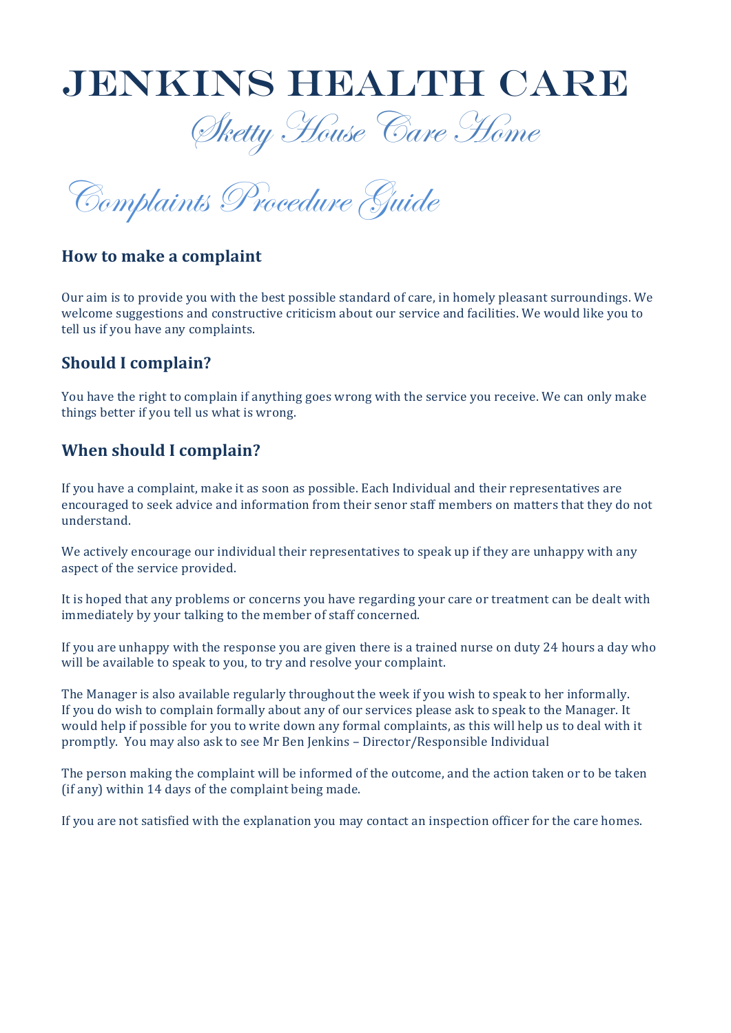# Jenkins Health Care

## Sketty House Care Home

## Complaints Procedure Guide

### How to make a complaint

Our aim is to provide you with the best possible standard of care, in homely pleasant surroundings. We welcome suggestions and constructive criticism about our service and facilities. We would like you to tell us if you have any complaints.

### Should I complain?

You have the right to complain if anything goes wrong with the service you receive. We can only make things better if you tell us what is wrong.

### When should I complain?

If you have a complaint, make it as soon as possible. Each Individual and their representatives are encouraged to seek advice and information from their senor staff members on matters that they do not understand.

We actively encourage our individual their representatives to speak up if they are unhappy with any aspect of the service provided.

It is hoped that any problems or concerns you have regarding your care or treatment can be dealt with immediately by your talking to the member of staff concerned.

If you are unhappy with the response you are given there is a trained nurse on duty 24 hours a day who will be available to speak to you, to try and resolve your complaint.

The Manager is also available regularly throughout the week if you wish to speak to her informally. If you do wish to complain formally about any of our services please ask to speak to the Manager. It would help if possible for you to write down any formal complaints, as this will help us to deal with it promptly. You may also ask to see Mr Ben Jenkins – Director/Responsible Individual

The person making the complaint will be informed of the outcome, and the action taken or to be taken (if any) within 14 days of the complaint being made.

If you are not satisfied with the explanation you may contact an inspection officer for the care homes.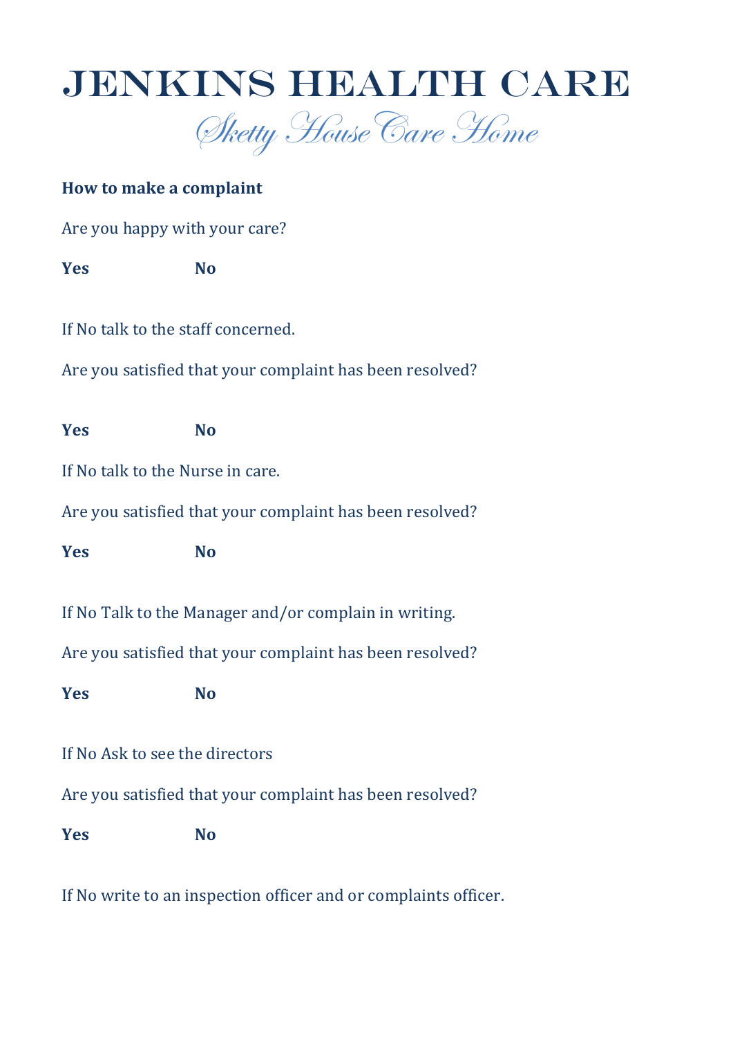# JENKINS HEALTH CARE

## *Sketty House Care Home*

**How to make a complaint**

Are you happy with your care?

**Yes** **No**

If No talk to the staff concerned.

Are you satisfied that your complaint has been resolved?

**Yes** **No**

If No talk to the Nurse in care.

Are you satisfied that your complaint has been resolved?

**Yes** **No**

If No Talk to the Manager and/or complain in writing.

Are you satisfied that your complaint has been resolved?

**Yes** **No**

If No Ask to see the directors

Are you satisfied that your complaint has been resolved?

**Yes** **No**

If No write to an inspection officer and or complaints officer.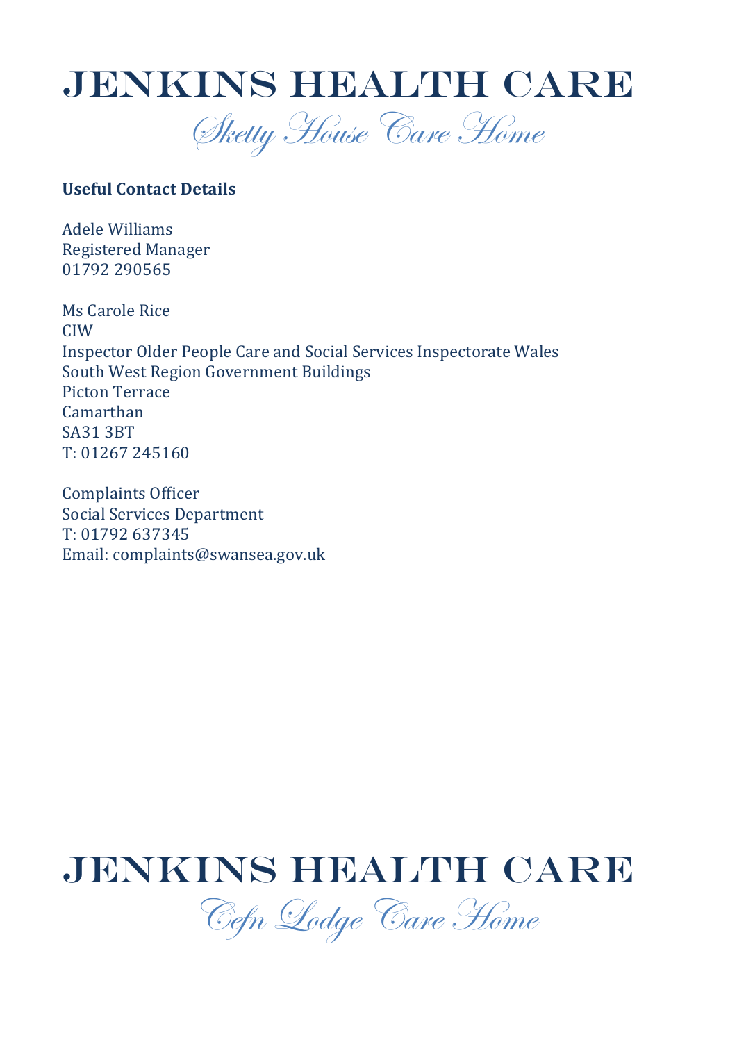# JENKINS HEALTH CARE

*Sketty House Care Home*

**Useful Contact Details**

Adele Williams
Registered Manager
01792 290565

Ms Carole Rice
CIW
Inspector Older People Care and Social Services Inspectorate Wales
South West Region Government Buildings
Picton Terrace
Camarthan
SA31 3BT
T: 01267 245160

Complaints Officer
Social Services Department
T: 01792 637345
Email: complaints@swansea.gov.uk

# JENKINS HEALTH CARE

*Cefn Lodge Care Home*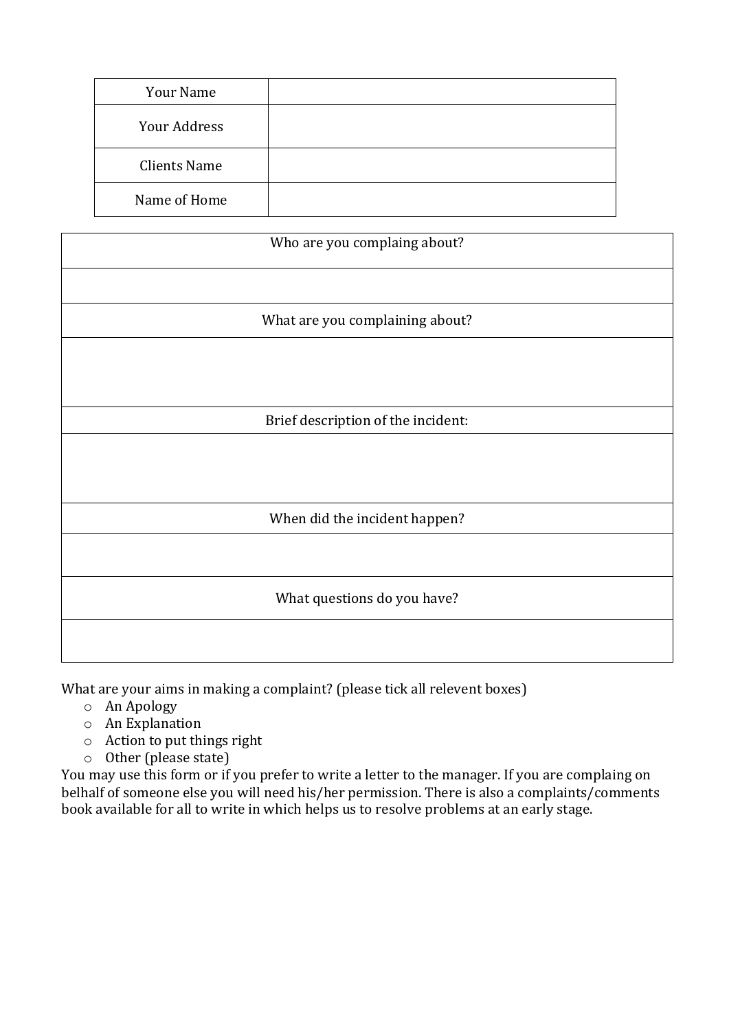| | |
|---|---|
| Your Name | |
| Your Address | |
| Clients Name | |
| Name of Home | |

| Who are you complaing about? |
|---|
| |
| What are you complaining about? |
| |
| Brief description of the incident: |
| |
| When did the incident happen? |
| |
| What questions do you have? |
| |

What are your aims in making a complaint? (please tick all relevent boxes)

- An Apology
- An Explanation
- Action to put things right
- Other (please state)

You may use this form or if you prefer to write a letter to the manager. If you are complaing on belhalf of someone else you will need his/her permission. There is also a complaints/comments book available for all to write in which helps us to resolve problems at an early stage.